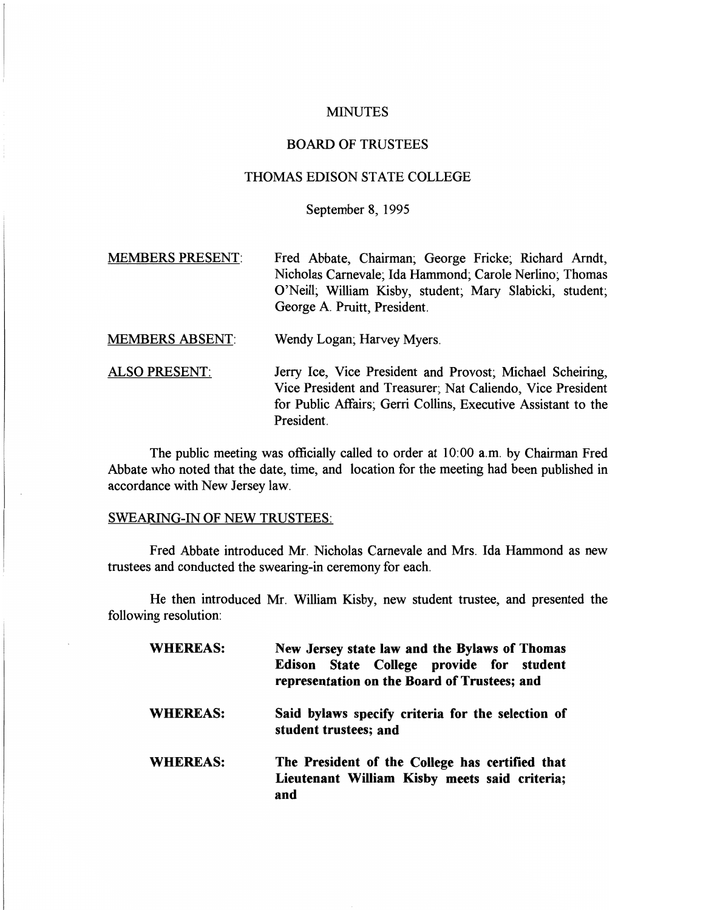# MINUTES

## BOARD OF TRUSTEES

## THOMAS EDISON STATE COLLEGE

September 8, 1995

| | |
|---|---|
| MEMBERS PRESENT: | Fred Abbate, Chairman; George Fricke; Richard Arndt, Nicholas Carnevale; Ida Hammond; Carole Nerlino; Thomas O'Neill; William Kisby, student; Mary Slabicki, student; George A. Pruitt, President. |
| MEMBERS ABSENT: | Wendy Logan; Harvey Myers. |
| ALSO PRESENT: | Jerry Ice, Vice President and Provost; Michael Scheiring, Vice President and Treasurer; Nat Caliendo, Vice President for Public Affairs; Gerri Collins, Executive Assistant to the President. |

The public meeting was officially called to order at 10:00 a.m. by Chairman Fred Abbate who noted that the date, time, and location for the meeting had been published in accordance with New Jersey law.

SWEARING-IN OF NEW TRUSTEES:

Fred Abbate introduced Mr. Nicholas Carnevale and Mrs. Ida Hammond as new trustees and conducted the swearing-in ceremony for each.

He then introduced Mr. William Kisby, new student trustee, and presented the following resolution:

**WHEREAS:** **New Jersey state law and the Bylaws of Thomas Edison State College provide for student representation on the Board of Trustees; and**

**WHEREAS:** **Said bylaws specify criteria for the selection of student trustees; and**

**WHEREAS:** **The President of the College has certified that Lieutenant William Kisby meets said criteria; and**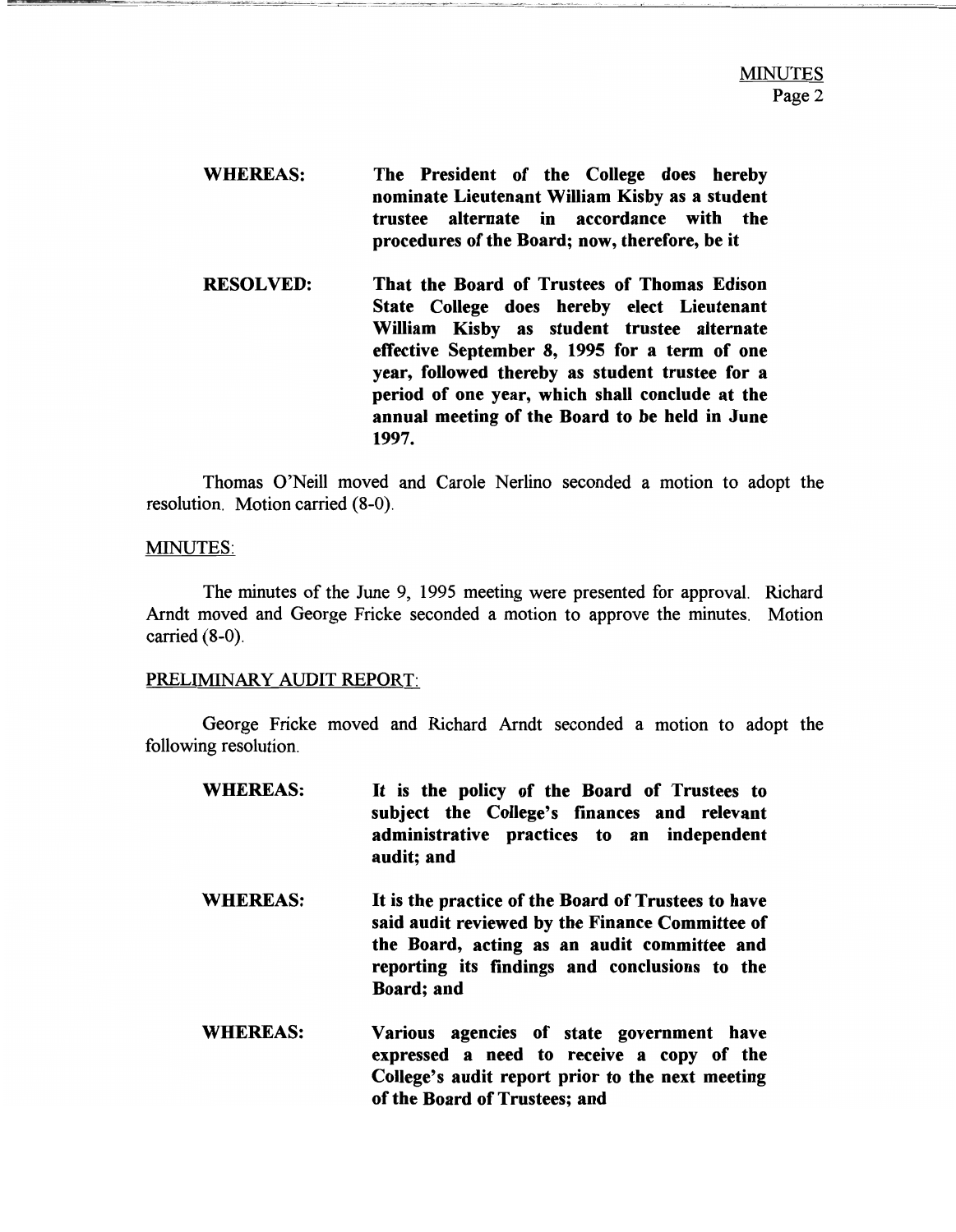**WHEREAS:** **The President of the College does hereby nominate Lieutenant William Kisby as a student trustee alternate in accordance with the procedures of the Board; now, therefore, be it**

**RESOLVED:** **That the Board of Trustees of Thomas Edison State College does hereby elect Lieutenant William Kisby as student trustee alternate effective September 8, 1995 for a term of one year, followed thereby as student trustee for a period of one year, which shall conclude at the annual meeting of the Board to be held in June 1997.**

Thomas O'Neill moved and Carole Nerlino seconded a motion to adopt the resolution. Motion carried (8-0).

MINUTES:

The minutes of the June 9, 1995 meeting were presented for approval. Richard Arndt moved and George Fricke seconded a motion to approve the minutes. Motion carried (8-0).

PRELIMINARY AUDIT REPORT:

George Fricke moved and Richard Arndt seconded a motion to adopt the following resolution.

**WHEREAS:** **It is the policy of the Board of Trustees to subject the College's finances and relevant administrative practices to an independent audit; and**

**WHEREAS:** **It is the practice of the Board of Trustees to have said audit reviewed by the Finance Committee of the Board, acting as an audit committee and reporting its findings and conclusions to the Board; and**

**WHEREAS:** **Various agencies of state government have expressed a need to receive a copy of the College's audit report prior to the next meeting of the Board of Trustees; and**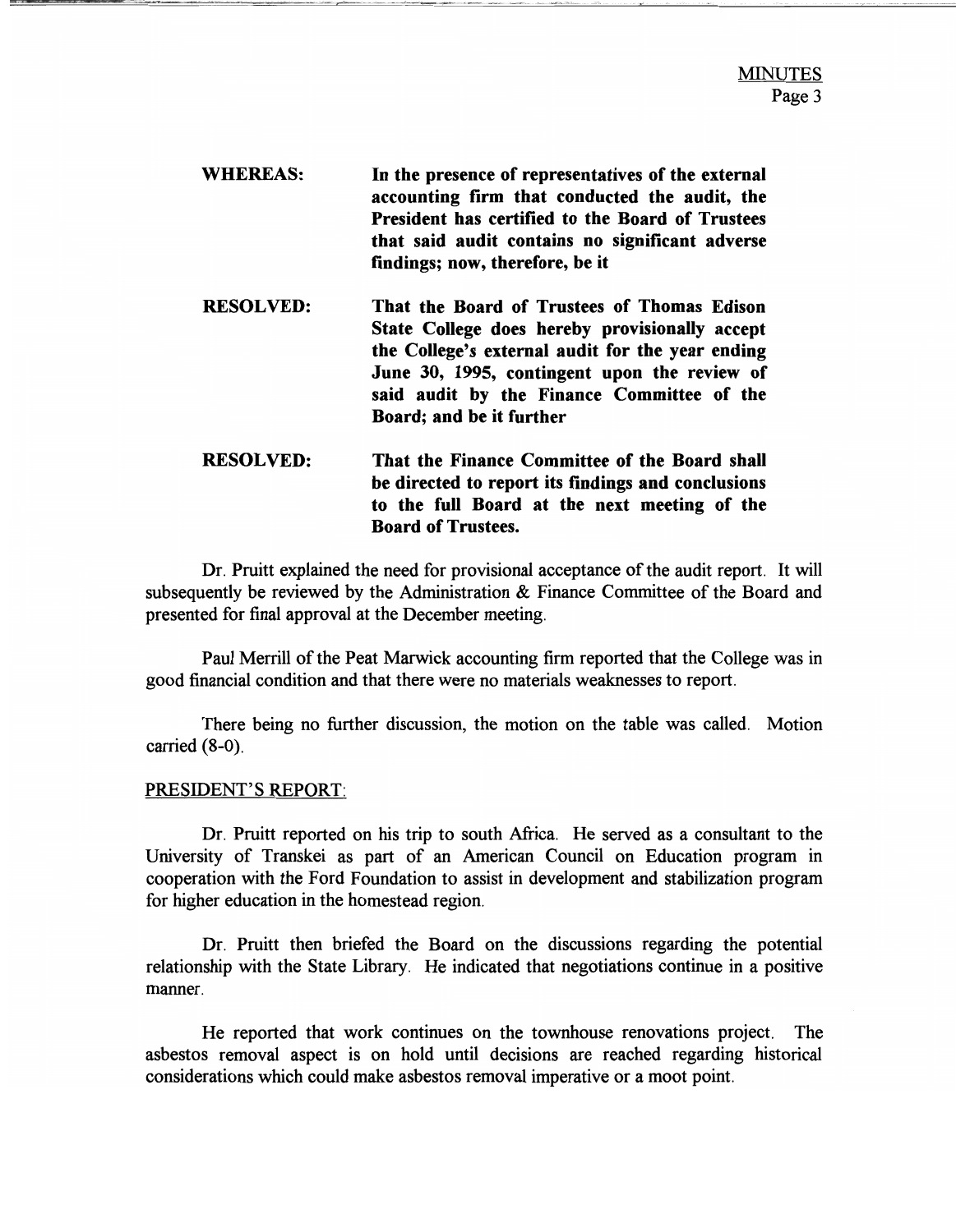**WHEREAS:** **In the presence of representatives of the external accounting firm that conducted the audit, the President has certified to the Board of Trustees that said audit contains no significant adverse findings; now, therefore, be it**

**RESOLVED:** **That the Board of Trustees of Thomas Edison State College does hereby provisionally accept the College's external audit for the year ending June 30, 1995, contingent upon the review of said audit by the Finance Committee of the Board; and be it further**

**RESOLVED:** **That the Finance Committee of the Board shall be directed to report its findings and conclusions to the full Board at the next meeting of the Board of Trustees.**

Dr. Pruitt explained the need for provisional acceptance of the audit report. It will subsequently be reviewed by the Administration & Finance Committee of the Board and presented for final approval at the December meeting.

Paul Merrill of the Peat Marwick accounting firm reported that the College was in good financial condition and that there were no materials weaknesses to report.

There being no further discussion, the motion on the table was called. Motion carried (8-0).

PRESIDENT'S REPORT:

Dr. Pruitt reported on his trip to south Africa. He served as a consultant to the University of Transkei as part of an American Council on Education program in cooperation with the Ford Foundation to assist in development and stabilization program for higher education in the homestead region.

Dr. Pruitt then briefed the Board on the discussions regarding the potential relationship with the State Library. He indicated that negotiations continue in a positive manner.

He reported that work continues on the townhouse renovations project. The asbestos removal aspect is on hold until decisions are reached regarding historical considerations which could make asbestos removal imperative or a moot point.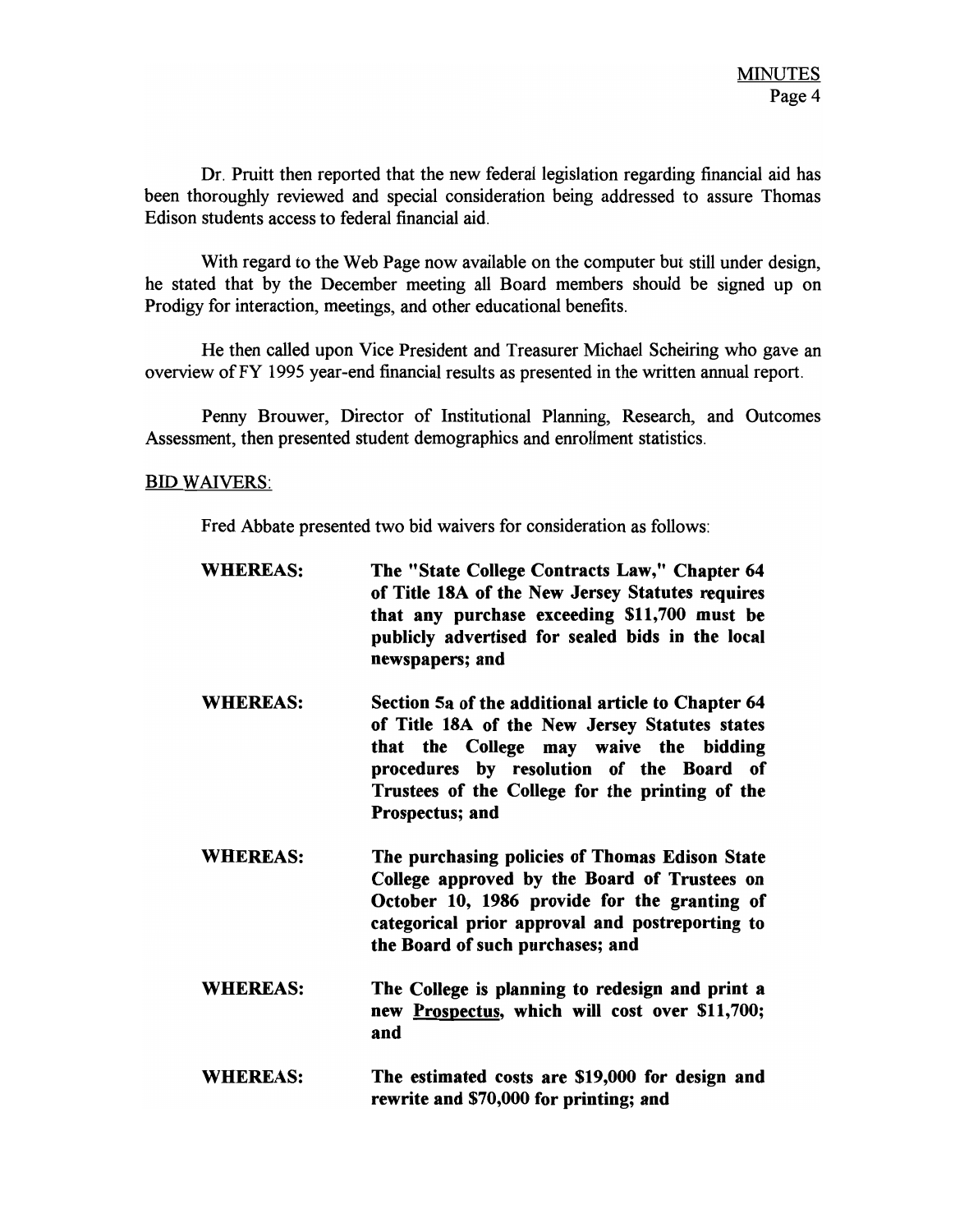Dr. Pruitt then reported that the new federal legislation regarding financial aid has been thoroughly reviewed and special consideration being addressed to assure Thomas Edison students access to federal financial aid.

With regard to the Web Page now available on the computer but still under design, he stated that by the December meeting all Board members should be signed up on Prodigy for interaction, meetings, and other educational benefits.

He then called upon Vice President and Treasurer Michael Scheiring who gave an overview of FY 1995 year-end financial results as presented in the written annual report.

Penny Brouwer, Director of Institutional Planning, Research, and Outcomes Assessment, then presented student demographics and enrollment statistics.

BID WAIVERS:

Fred Abbate presented two bid waivers for consideration as follows:

**WHEREAS:** **The "State College Contracts Law," Chapter 64 of Title 18A of the New Jersey Statutes requires that any purchase exceeding $11,700 must be publicly advertised for sealed bids in the local newspapers; and**

**WHEREAS:** **Section 5a of the additional article to Chapter 64 of Title 18A of the New Jersey Statutes states that the College may waive the bidding procedures by resolution of the Board of Trustees of the College for the printing of the Prospectus; and**

**WHEREAS:** **The purchasing policies of Thomas Edison State College approved by the Board of Trustees on October 10, 1986 provide for the granting of categorical prior approval and postreporting to the Board of such purchases; and**

**WHEREAS:** **The College is planning to redesign and print a new Prospectus, which will cost over $11,700; and**

**WHEREAS:** **The estimated costs are $19,000 for design and rewrite and $70,000 for printing; and**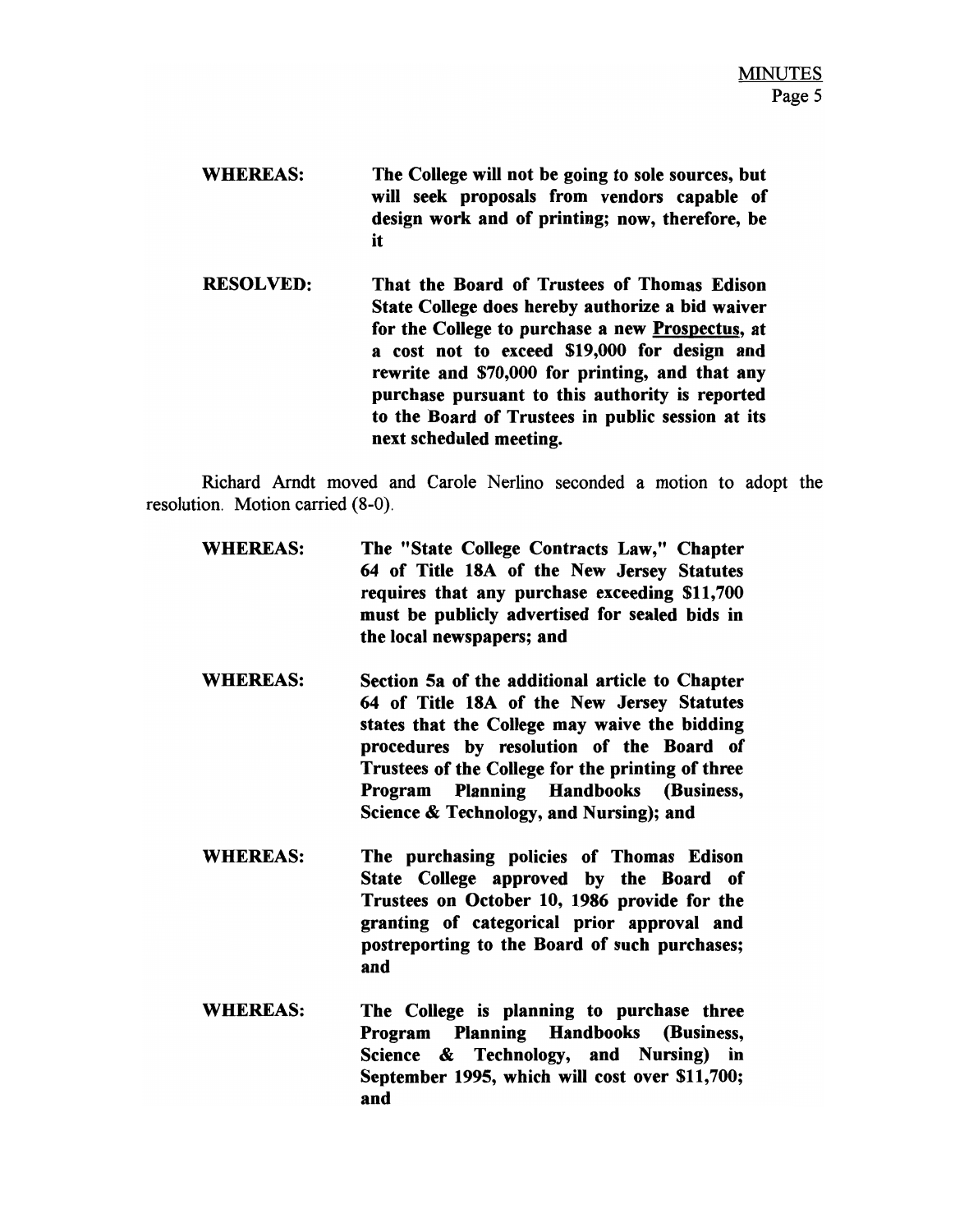**WHEREAS:** **The College will not be going to sole sources, but will seek proposals from vendors capable of design work and of printing; now, therefore, be it**

**RESOLVED:** **That the Board of Trustees of Thomas Edison State College does hereby authorize a bid waiver for the College to purchase a new <u>Prospectus</u>, at a cost not to exceed $19,000 for design and rewrite and $70,000 for printing, and that any purchase pursuant to this authority is reported to the Board of Trustees in public session at its next scheduled meeting.**

Richard Arndt moved and Carole Nerlino seconded a motion to adopt the resolution. Motion carried (8-0).

**WHEREAS:** **The "State College Contracts Law," Chapter 64 of Title 18A of the New Jersey Statutes requires that any purchase exceeding $11,700 must be publicly advertised for sealed bids in the local newspapers; and**

**WHEREAS:** **Section 5a of the additional article to Chapter 64 of Title 18A of the New Jersey Statutes states that the College may waive the bidding procedures by resolution of the Board of Trustees of the College for the printing of three Program Planning Handbooks (Business, Science & Technology, and Nursing); and**

**WHEREAS:** **The purchasing policies of Thomas Edison State College approved by the Board of Trustees on October 10, 1986 provide for the granting of categorical prior approval and postreporting to the Board of such purchases; and**

**WHEREAS:** **The College is planning to purchase three Program Planning Handbooks (Business, Science & Technology, and Nursing) in September 1995, which will cost over $11,700; and**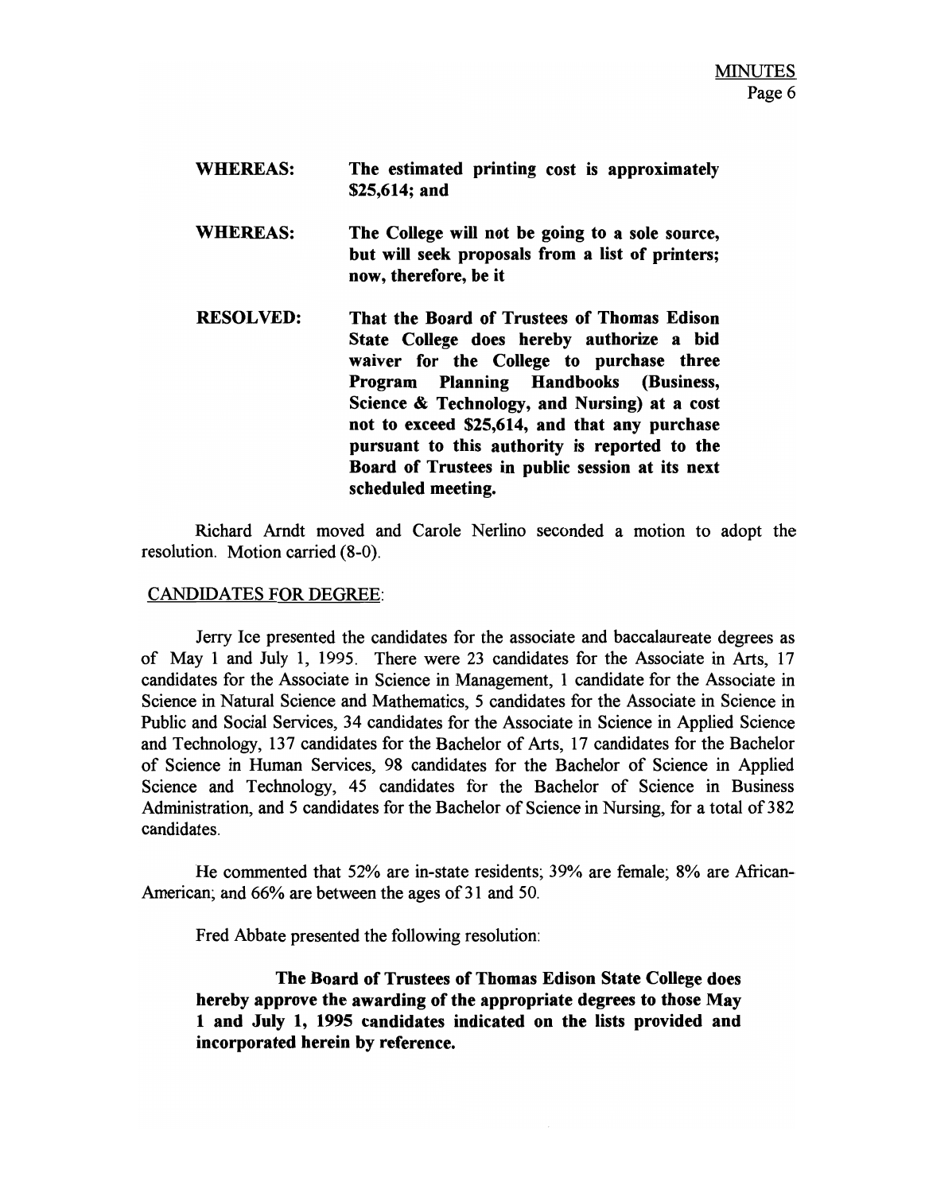**WHEREAS:** **The estimated printing cost is approximately $25,614; and**

**WHEREAS:** **The College will not be going to a sole source, but will seek proposals from a list of printers; now, therefore, be it**

**RESOLVED:** **That the Board of Trustees of Thomas Edison State College does hereby authorize a bid waiver for the College to purchase three Program Planning Handbooks (Business, Science & Technology, and Nursing) at a cost not to exceed $25,614, and that any purchase pursuant to this authority is reported to the Board of Trustees in public session at its next scheduled meeting.**

Richard Arndt moved and Carole Nerlino seconded a motion to adopt the resolution. Motion carried (8-0).

## CANDIDATES FOR DEGREE:

Jerry Ice presented the candidates for the associate and baccalaureate degrees as of May 1 and July 1, 1995. There were 23 candidates for the Associate in Arts, 17 candidates for the Associate in Science in Management, 1 candidate for the Associate in Science in Natural Science and Mathematics, 5 candidates for the Associate in Science in Public and Social Services, 34 candidates for the Associate in Science in Applied Science and Technology, 137 candidates for the Bachelor of Arts, 17 candidates for the Bachelor of Science in Human Services, 98 candidates for the Bachelor of Science in Applied Science and Technology, 45 candidates for the Bachelor of Science in Business Administration, and 5 candidates for the Bachelor of Science in Nursing, for a total of 382 candidates.

He commented that 52% are in-state residents; 39% are female; 8% are African-American; and 66% are between the ages of 31 and 50.

Fred Abbate presented the following resolution:

**The Board of Trustees of Thomas Edison State College does hereby approve the awarding of the appropriate degrees to those May 1 and July 1, 1995 candidates indicated on the lists provided and incorporated herein by reference.**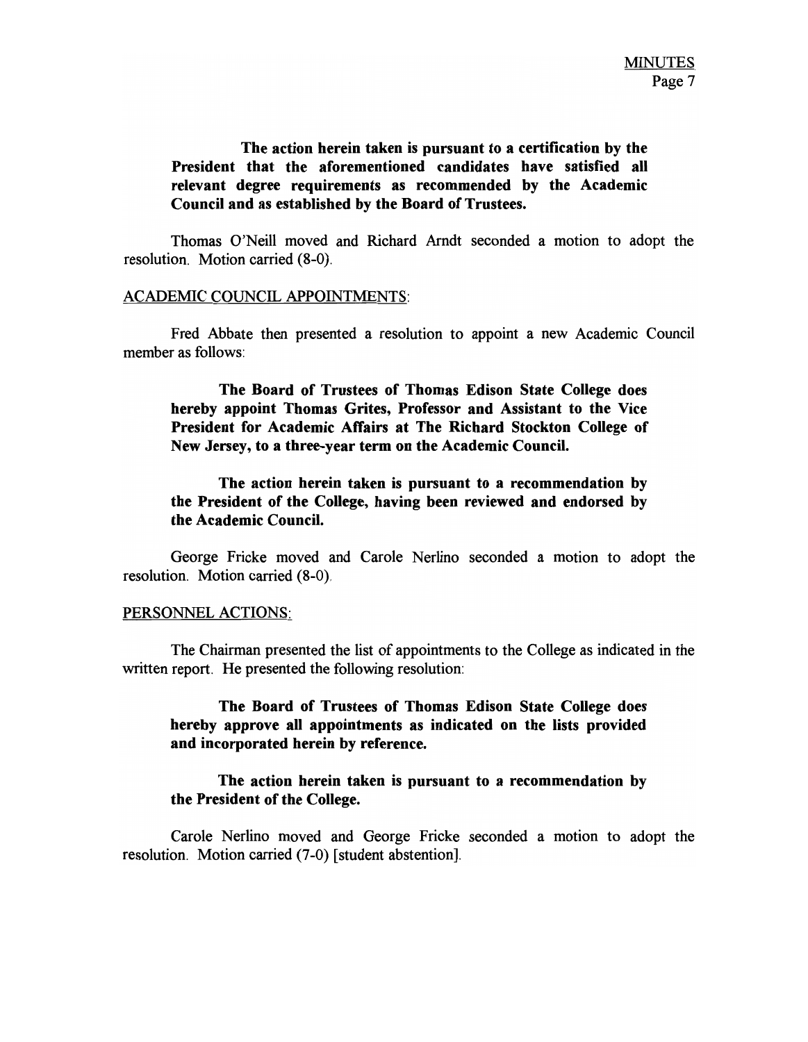**The action herein taken is pursuant to a certification by the President that the aforementioned candidates have satisfied all relevant degree requirements as recommended by the Academic Council and as established by the Board of Trustees.**

Thomas O'Neill moved and Richard Arndt seconded a motion to adopt the resolution. Motion carried (8-0).

<u>ACADEMIC COUNCIL APPOINTMENTS</u>:

Fred Abbate then presented a resolution to appoint a new Academic Council member as follows:

> **The Board of Trustees of Thomas Edison State College does hereby appoint Thomas Grites, Professor and Assistant to the Vice President for Academic Affairs at The Richard Stockton College of New Jersey, to a three-year term on the Academic Council.**
>
> **The action herein taken is pursuant to a recommendation by the President of the College, having been reviewed and endorsed by the Academic Council.**

George Fricke moved and Carole Nerlino seconded a motion to adopt the resolution. Motion carried (8-0).

<u>PERSONNEL ACTIONS</u>:

The Chairman presented the list of appointments to the College as indicated in the written report. He presented the following resolution:

> **The Board of Trustees of Thomas Edison State College does hereby approve all appointments as indicated on the lists provided and incorporated herein by reference.**
>
> **The action herein taken is pursuant to a recommendation by the President of the College.**

Carole Nerlino moved and George Fricke seconded a motion to adopt the resolution. Motion carried (7-0) [student abstention].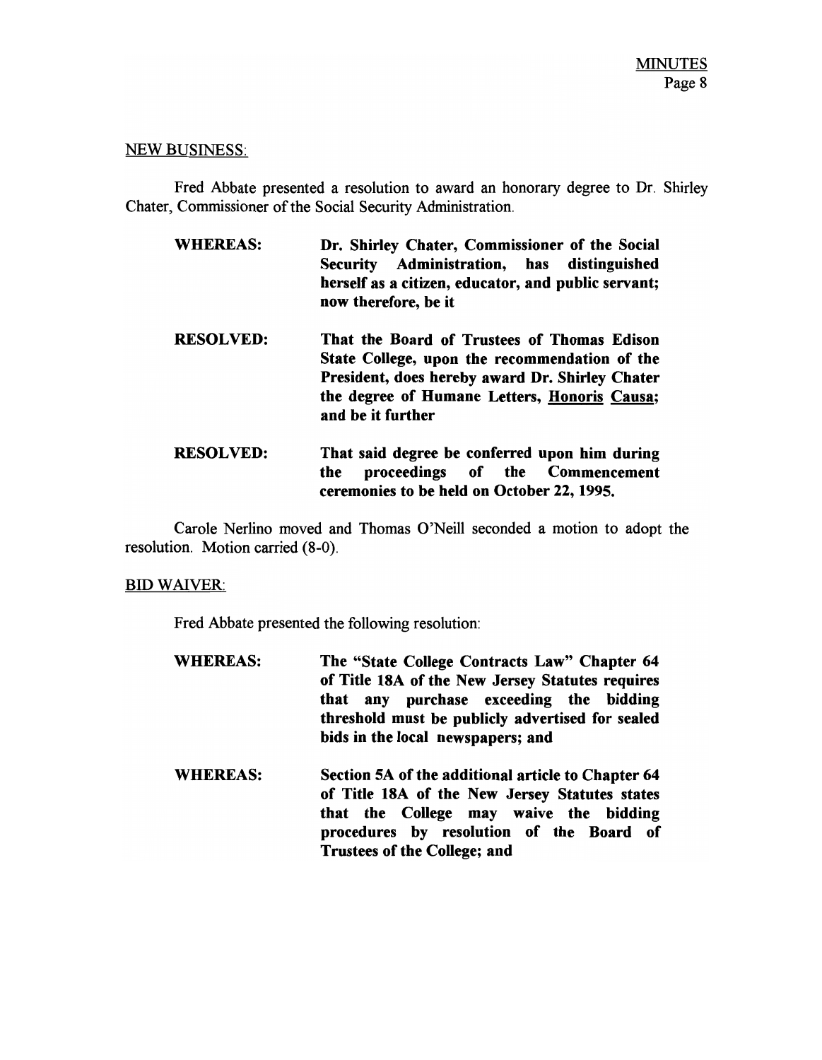NEW BUSINESS:

Fred Abbate presented a resolution to award an honorary degree to Dr. Shirley Chater, Commissioner of the Social Security Administration.

**WHEREAS:** **Dr. Shirley Chater, Commissioner of the Social Security Administration, has distinguished herself as a citizen, educator, and public servant; now therefore, be it**

**RESOLVED:** **That the Board of Trustees of Thomas Edison State College, upon the recommendation of the President, does hereby award Dr. Shirley Chater the degree of Humane Letters, Honoris Causa; and be it further**

**RESOLVED:** **That said degree be conferred upon him during the proceedings of the Commencement ceremonies to be held on October 22, 1995.**

Carole Nerlino moved and Thomas O'Neill seconded a motion to adopt the resolution. Motion carried (8-0).

BID WAIVER:

Fred Abbate presented the following resolution:

**WHEREAS:** **The "State College Contracts Law" Chapter 64 of Title 18A of the New Jersey Statutes requires that any purchase exceeding the bidding threshold must be publicly advertised for sealed bids in the local newspapers; and**

**WHEREAS:** **Section 5A of the additional article to Chapter 64 of Title 18A of the New Jersey Statutes states that the College may waive the bidding procedures by resolution of the Board of Trustees of the College; and**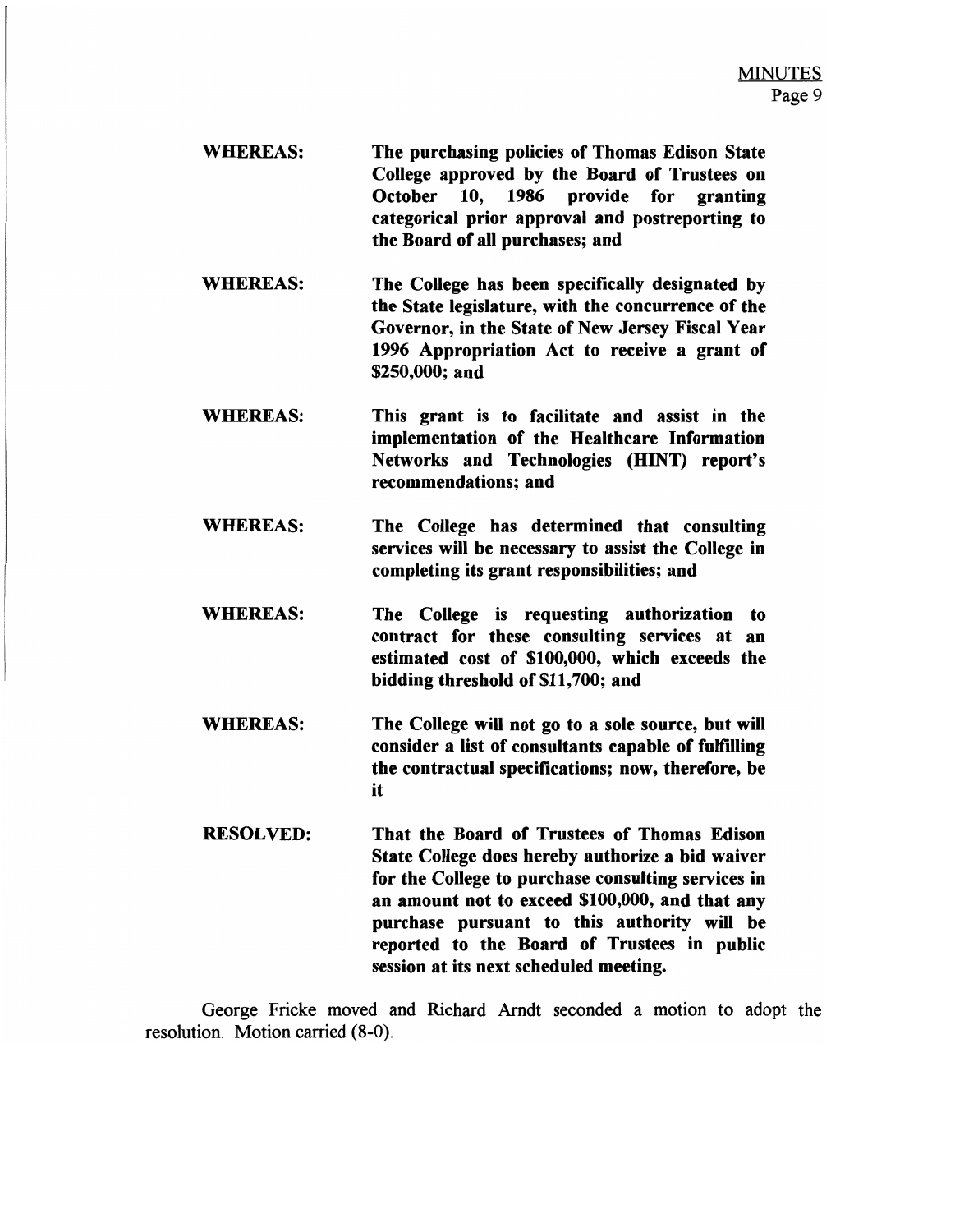**WHEREAS:** **The purchasing policies of Thomas Edison State College approved by the Board of Trustees on October 10, 1986 provide for granting categorical prior approval and postreporting to the Board of all purchases; and**

**WHEREAS:** **The College has been specifically designated by the State legislature, with the concurrence of the Governor, in the State of New Jersey Fiscal Year 1996 Appropriation Act to receive a grant of $250,000; and**

**WHEREAS:** **This grant is to facilitate and assist in the implementation of the Healthcare Information Networks and Technologies (HINT) report's recommendations; and**

**WHEREAS:** **The College has determined that consulting services will be necessary to assist the College in completing its grant responsibilities; and**

**WHEREAS:** **The College is requesting authorization to contract for these consulting services at an estimated cost of $100,000, which exceeds the bidding threshold of $11,700; and**

**WHEREAS:** **The College will not go to a sole source, but will consider a list of consultants capable of fulfilling the contractual specifications; now, therefore, be it**

**RESOLVED:** **That the Board of Trustees of Thomas Edison State College does hereby authorize a bid waiver for the College to purchase consulting services in an amount not to exceed $100,000, and that any purchase pursuant to this authority will be reported to the Board of Trustees in public session at its next scheduled meeting.**

George Fricke moved and Richard Arndt seconded a motion to adopt the resolution. Motion carried (8-0).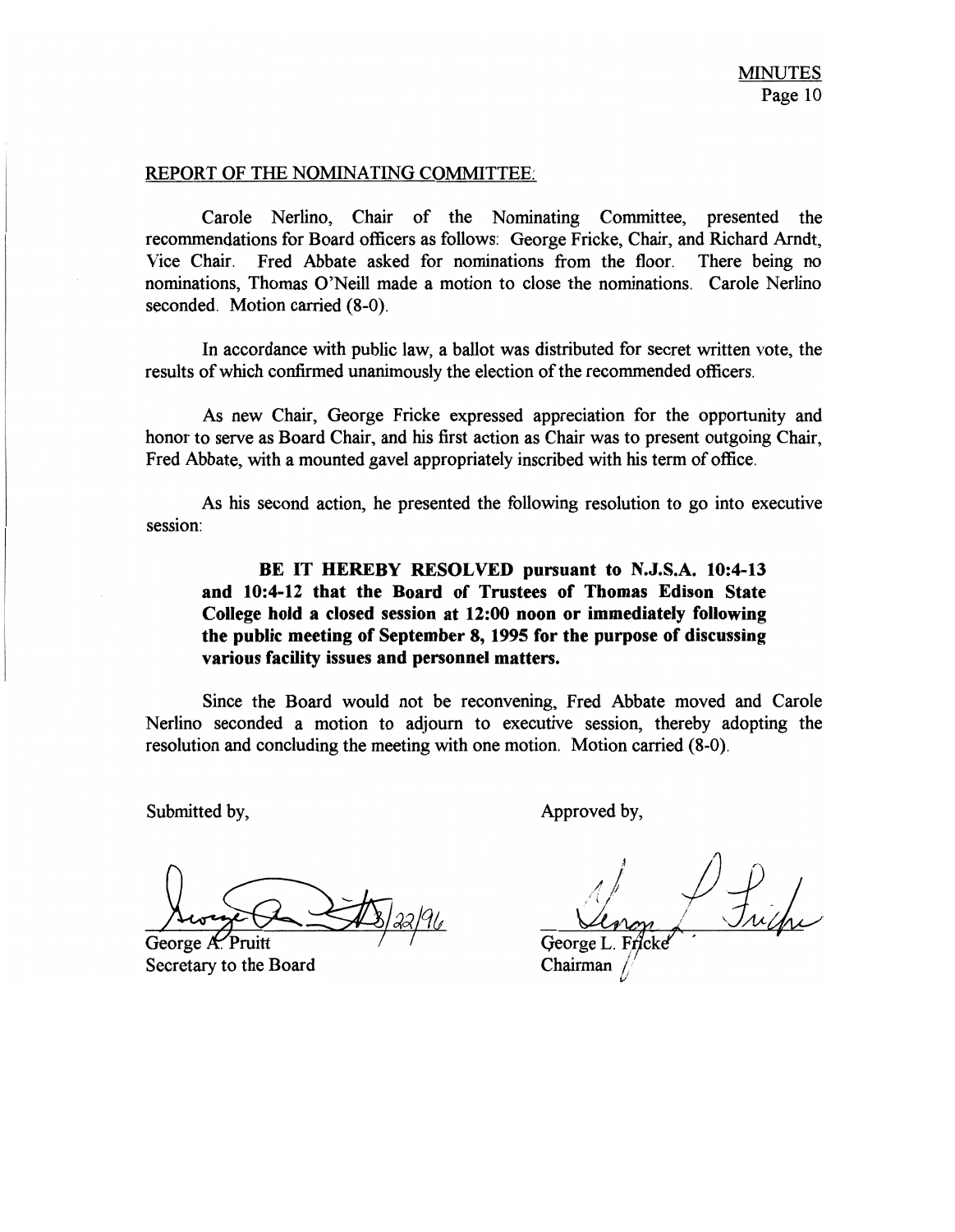## REPORT OF THE NOMINATING COMMITTEE:

Carole Nerlino, Chair of the Nominating Committee, presented the recommendations for Board officers as follows: George Fricke, Chair, and Richard Arndt, Vice Chair. Fred Abbate asked for nominations from the floor. There being no nominations, Thomas O'Neill made a motion to close the nominations. Carole Nerlino seconded. Motion carried (8-0).

In accordance with public law, a ballot was distributed for secret written vote, the results of which confirmed unanimously the election of the recommended officers.

As new Chair, George Fricke expressed appreciation for the opportunity and honor to serve as Board Chair, and his first action as Chair was to present outgoing Chair, Fred Abbate, with a mounted gavel appropriately inscribed with his term of office.

As his second action, he presented the following resolution to go into executive session:

> **BE IT HEREBY RESOLVED pursuant to N.J.S.A. 10:4-13 and 10:4-12 that the Board of Trustees of Thomas Edison State College hold a closed session at 12:00 noon or immediately following the public meeting of September 8, 1995 for the purpose of discussing various facility issues and personnel matters.**

Since the Board would not be reconvening, Fred Abbate moved and Carole Nerlino seconded a motion to adjourn to executive session, thereby adopting the resolution and concluding the meeting with one motion. Motion carried (8-0).

Submitted by,

3/22/96

George A. Pruitt
Secretary to the Board

Approved by,

George L. Fricke
Chairman